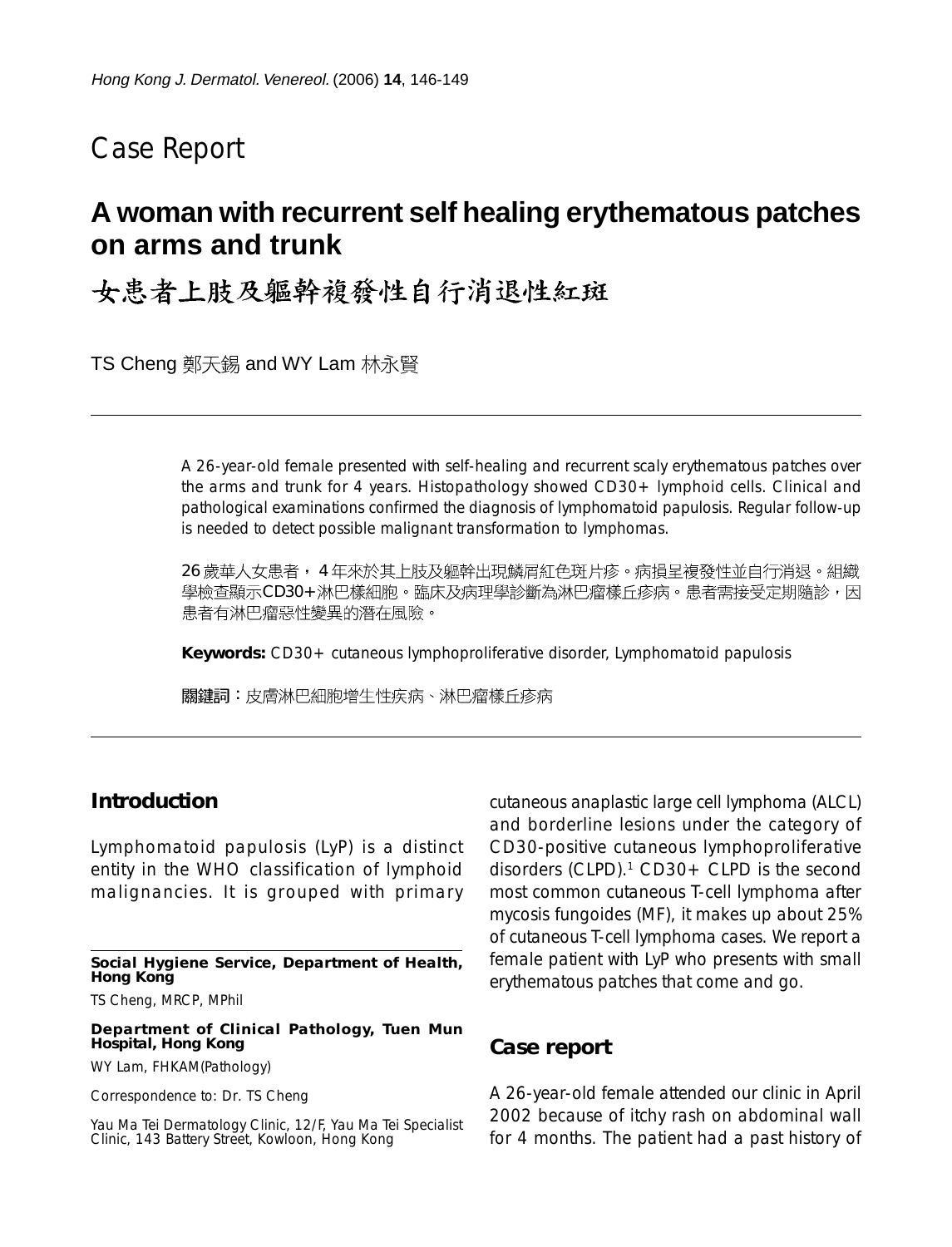Case Report

# A woman with recurrent self healing erythematous patches on arms and trunk

# 女患者上肢及軀幹複發性自行消退性紅斑

TS Cheng 鄭天錫 and WY Lam 林永賢

A 26-year-old female presented with self-healing and recurrent scaly erythematous patches over the arms and trunk for 4 years. Histopathology showed CD30+ lymphoid cells. Clinical and pathological examinations confirmed the diagnosis of lymphomatoid papulosis. Regular follow-up is needed to detect possible malignant transformation to lymphomas.

26歲華人女患者，4年來於其上肢及軀幹出現鱗屑紅色斑片疹。病損呈複發性並自行消退。組織學檢查顯示CD30+淋巴樣細胞。臨床及病理學診斷為淋巴瘤樣丘疹病。患者需接受定期隨診，因患者有淋巴瘤惡性變異的潛在風險。

**Keywords:** CD30+ cutaneous lymphoproliferative disorder, Lymphomatoid papulosis

**關鍵詞：**皮膚淋巴細胞增生性疾病、淋巴瘤樣丘疹病

## Introduction

Lymphomatoid papulosis (LyP) is a distinct entity in the WHO classification of lymphoid malignancies. It is grouped with primary cutaneous anaplastic large cell lymphoma (ALCL) and borderline lesions under the category of CD30-positive cutaneous lymphoproliferative disorders (CLPD).[1] CD30+ CLPD is the second most common cutaneous T-cell lymphoma after mycosis fungoides (MF), it makes up about 25% of cutaneous T-cell lymphoma cases. We report a female patient with LyP who presents with small erythematous patches that come and go.

## Case report

A 26-year-old female attended our clinic in April 2002 because of itchy rash on abdominal wall for 4 months. The patient had a past history of

---

**Social Hygiene Service, Department of Health, Hong Kong**

TS Cheng, MRCP, MPhil

**Department of Clinical Pathology, Tuen Mun Hospital, Hong Kong**

WY Lam, FHKAM(Pathology)

Correspondence to: Dr. TS Cheng

Yau Ma Tei Dermatology Clinic, 12/F, Yau Ma Tei Specialist Clinic, 143 Battery Street, Kowloon, Hong Kong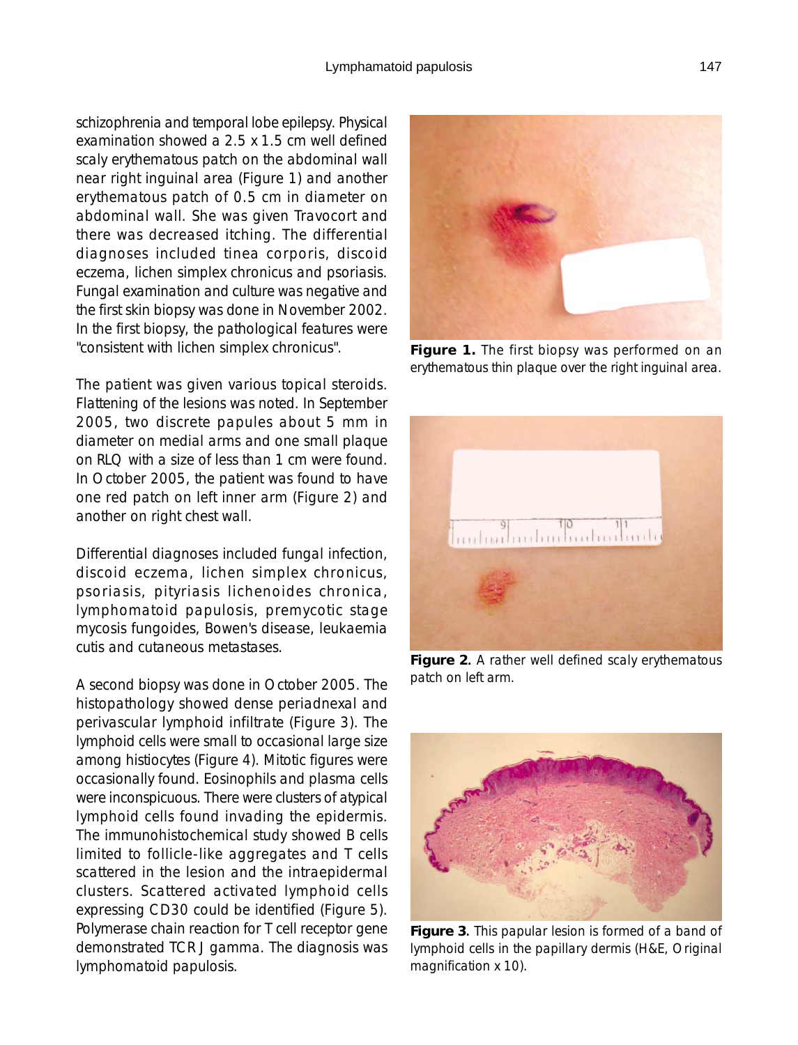schizophrenia and temporal lobe epilepsy. Physical examination showed a 2.5 x 1.5 cm well defined scaly erythematous patch on the abdominal wall near right inguinal area (Figure 1) and another erythematous patch of 0.5 cm in diameter on abdominal wall. She was given Travocort and there was decreased itching. The differential diagnoses included tinea corporis, discoid eczema, lichen simplex chronicus and psoriasis. Fungal examination and culture was negative and the first skin biopsy was done in November 2002. In the first biopsy, the pathological features were "consistent with lichen simplex chronicus".

The patient was given various topical steroids. Flattening of the lesions was noted. In September 2005, two discrete papules about 5 mm in diameter on medial arms and one small plaque on RLQ with a size of less than 1 cm were found. In October 2005, the patient was found to have one red patch on left inner arm (Figure 2) and another on right chest wall.

Differential diagnoses included fungal infection, discoid eczema, lichen simplex chronicus, psoriasis, pityriasis lichenoides chronica, lymphomatoid papulosis, premycotic stage mycosis fungoides, Bowen's disease, leukaemia cutis and cutaneous metastases.

A second biopsy was done in October 2005. The histopathology showed dense periadnexal and perivascular lymphoid infiltrate (Figure 3). The lymphoid cells were small to occasional large size among histiocytes (Figure 4). Mitotic figures were occasionally found. Eosinophils and plasma cells were inconspicuous. There were clusters of atypical lymphoid cells found invading the epidermis. The immunohistochemical study showed B cells limited to follicle-like aggregates and T cells scattered in the lesion and the intraepidermal clusters. Scattered activated lymphoid cells expressing CD30 could be identified (Figure 5). Polymerase chain reaction for T cell receptor gene demonstrated TCR J gamma. The diagnosis was lymphomatoid papulosis.

**Figure 1.** The first biopsy was performed on an erythematous thin plaque over the right inguinal area.

**Figure 2.** A rather well defined scaly erythematous patch on left arm.

**Figure 3.** This papular lesion is formed of a band of lymphoid cells in the papillary dermis (H&E, Original magnification x 10).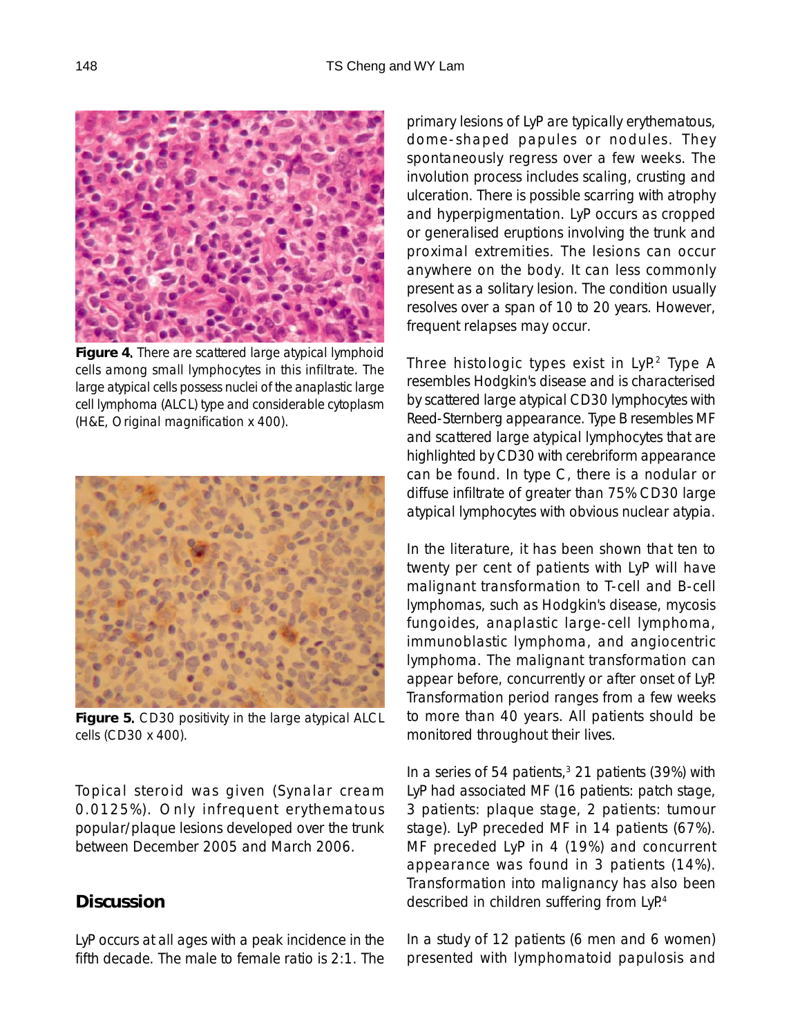**Figure 4.** There are scattered large atypical lymphoid cells among small lymphocytes in this infiltrate. The large atypical cells possess nuclei of the anaplastic large cell lymphoma (ALCL) type and considerable cytoplasm (H&E, Original magnification x 400).

**Figure 5.** CD30 positivity in the large atypical ALCL cells (CD30 x 400).

Topical steroid was given (Synalar cream 0.0125%). Only infrequent erythematous popular/plaque lesions developed over the trunk between December 2005 and March 2006.

## Discussion

LyP occurs at all ages with a peak incidence in the fifth decade. The male to female ratio is 2:1. The primary lesions of LyP are typically erythematous, dome-shaped papules or nodules. They spontaneously regress over a few weeks. The involution process includes scaling, crusting and ulceration. There is possible scarring with atrophy and hyperpigmentation. LyP occurs as cropped or generalised eruptions involving the trunk and proximal extremities. The lesions can occur anywhere on the body. It can less commonly present as a solitary lesion. The condition usually resolves over a span of 10 to 20 years. However, frequent relapses may occur.

Three histologic types exist in LyP.[2] Type A resembles Hodgkin's disease and is characterised by scattered large atypical CD30 lymphocytes with Reed-Sternberg appearance. Type B resembles MF and scattered large atypical lymphocytes that are highlighted by CD30 with cerebriform appearance can be found. In type C, there is a nodular or diffuse infiltrate of greater than 75% CD30 large atypical lymphocytes with obvious nuclear atypia.

In the literature, it has been shown that ten to twenty per cent of patients with LyP will have malignant transformation to T-cell and B-cell lymphomas, such as Hodgkin's disease, mycosis fungoides, anaplastic large-cell lymphoma, immunoblastic lymphoma, and angiocentric lymphoma. The malignant transformation can appear before, concurrently or after onset of LyP. Transformation period ranges from a few weeks to more than 40 years. All patients should be monitored throughout their lives.

In a series of 54 patients,[3] 21 patients (39%) with LyP had associated MF (16 patients: patch stage, 3 patients: plaque stage, 2 patients: tumour stage). LyP preceded MF in 14 patients (67%). MF preceded LyP in 4 (19%) and concurrent appearance was found in 3 patients (14%). Transformation into malignancy has also been described in children suffering from LyP.[4]

In a study of 12 patients (6 men and 6 women) presented with lymphomatoid papulosis and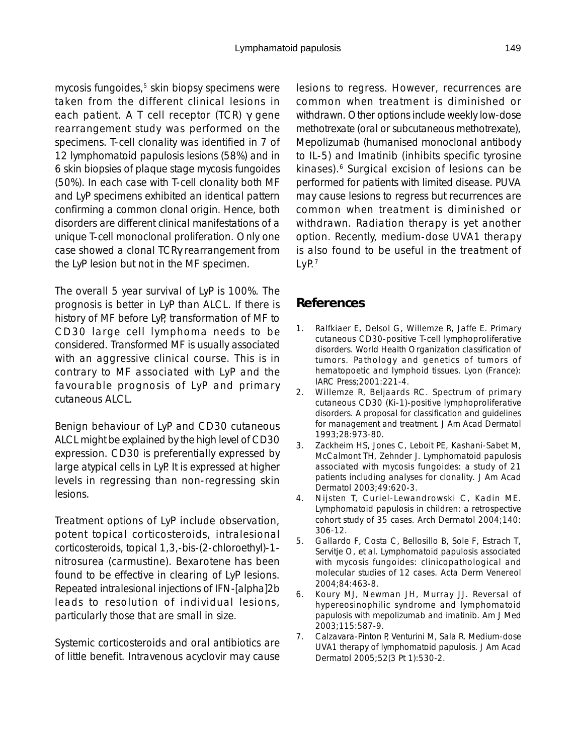mycosis fungoides,[5] skin biopsy specimens were taken from the different clinical lesions in each patient. A T cell receptor (TCR) γ gene rearrangement study was performed on the specimens. T-cell clonality was identified in 7 of 12 lymphomatoid papulosis lesions (58%) and in 6 skin biopsies of plaque stage mycosis fungoides (50%). In each case with T-cell clonality both MF and LyP specimens exhibited an identical pattern confirming a common clonal origin. Hence, both disorders are different clinical manifestations of a unique T-cell monoclonal proliferation. Only one case showed a clonal TCRγ rearrangement from the LyP lesion but not in the MF specimen.

The overall 5 year survival of LyP is 100%. The prognosis is better in LyP than ALCL. If there is history of MF before LyP, transformation of MF to CD30 large cell lymphoma needs to be considered. Transformed MF is usually associated with an aggressive clinical course. This is in contrary to MF associated with LyP and the favourable prognosis of LyP and primary cutaneous ALCL.

Benign behaviour of LyP and CD30 cutaneous ALCL might be explained by the high level of CD30 expression. CD30 is preferentially expressed by large atypical cells in LyP. It is expressed at higher levels in regressing than non-regressing skin lesions.

Treatment options of LyP include observation, potent topical corticosteroids, intralesional corticosteroids, topical 1,3,-bis-(2-chloroethyl)-1-nitrosurea (carmustine). Bexarotene has been found to be effective in clearing of LyP lesions. Repeated intralesional injections of IFN-[alpha]2b leads to resolution of individual lesions, particularly those that are small in size.

Systemic corticosteroids and oral antibiotics are of little benefit. Intravenous acyclovir may cause lesions to regress. However, recurrences are common when treatment is diminished or withdrawn. Other options include weekly low-dose methotrexate (oral or subcutaneous methotrexate), Mepolizumab (humanised monoclonal antibody to IL-5) and Imatinib (inhibits specific tyrosine kinases).[6] Surgical excision of lesions can be performed for patients with limited disease. PUVA may cause lesions to regress but recurrences are common when treatment is diminished or withdrawn. Radiation therapy is yet another option. Recently, medium-dose UVA1 therapy is also found to be useful in the treatment of LyP.[7]

## References

1. Ralfkiaer E, Delsol G, Willemze R, Jaffe E. Primary cutaneous CD30-positive T-cell lymphoproliferative disorders. World Health Organization classification of tumors. Pathology and genetics of tumors of hematopoetic and lymphoid tissues. Lyon (France): IARC Press;2001:221-4.
2. Willemze R, Beljaards RC. Spectrum of primary cutaneous CD30 (Ki-1)-positive lymphoproliferative disorders. A proposal for classification and guidelines for management and treatment. J Am Acad Dermatol 1993;28:973-80.
3. Zackheim HS, Jones C, Leboit PE, Kashani-Sabet M, McCalmont TH, Zehnder J. Lymphomatoid papulosis associated with mycosis fungoides: a study of 21 patients including analyses for clonality. J Am Acad Dermatol 2003;49:620-3.
4. Nijsten T, Curiel-Lewandrowski C, Kadin ME. Lymphomatoid papulosis in children: a retrospective cohort study of 35 cases. Arch Dermatol 2004;140: 306-12.
5. Gallardo F, Costa C, Bellosillo B, Sole F, Estrach T, Servitje O, et al. Lymphomatoid papulosis associated with mycosis fungoides: clinicopathological and molecular studies of 12 cases. Acta Derm Venereol 2004;84:463-8.
6. Koury MJ, Newman JH, Murray JJ. Reversal of hypereosinophilic syndrome and lymphomatoid papulosis with mepolizumab and imatinib. Am J Med 2003;115:587-9.
7. Calzavara-Pinton P, Venturini M, Sala R. Medium-dose UVA1 therapy of lymphomatoid papulosis. J Am Acad Dermatol 2005;52(3 Pt 1):530-2.